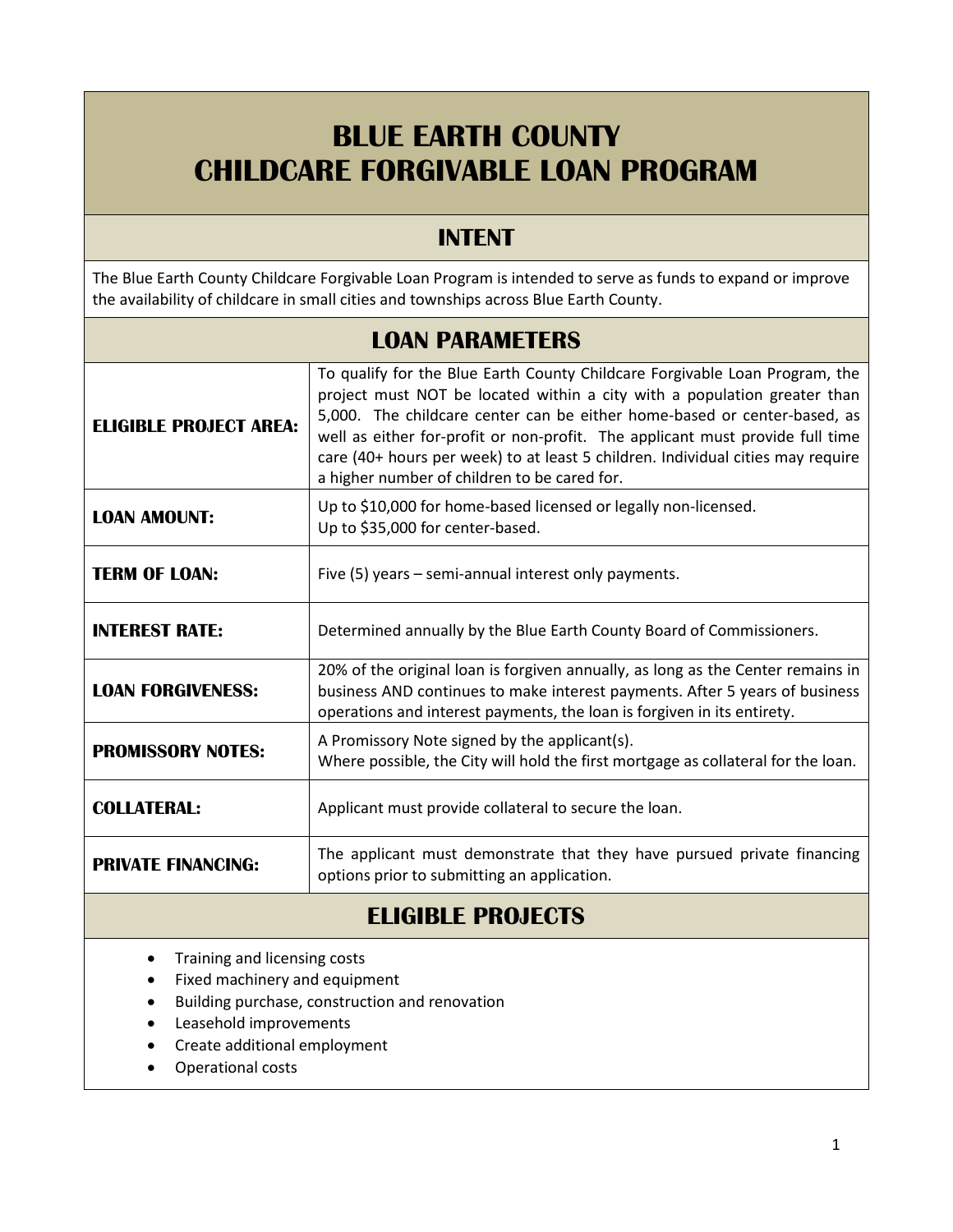# BLUE EARTH COUNTY CHILDCARE FORGIVABLE LOAN PROGRAM

## INTENT

The Blue Earth County Childcare Forgivable Loan Program is intended to serve as funds to expand or improve the availability of childcare in small cities and townships across Blue Earth County.

## LOAN PARAMETERS

| | |
|---|---|
| **ELIGIBLE PROJECT AREA:** | To qualify for the Blue Earth County Childcare Forgivable Loan Program, the project must NOT be located within a city with a population greater than 5,000. The childcare center can be either home-based or center-based, as well as either for-profit or non-profit. The applicant must provide full time care (40+ hours per week) to at least 5 children. Individual cities may require a higher number of children to be cared for. |
| **LOAN AMOUNT:** | Up to $10,000 for home-based licensed or legally non-licensed.<br>Up to $35,000 for center-based. |
| **TERM OF LOAN:** | Five (5) years – semi-annual interest only payments. |
| **INTEREST RATE:** | Determined annually by the Blue Earth County Board of Commissioners. |
| **LOAN FORGIVENESS:** | 20% of the original loan is forgiven annually, as long as the Center remains in business AND continues to make interest payments. After 5 years of business operations and interest payments, the loan is forgiven in its entirety. |
| **PROMISSORY NOTES:** | A Promissory Note signed by the applicant(s).<br>Where possible, the City will hold the first mortgage as collateral for the loan. |
| **COLLATERAL:** | Applicant must provide collateral to secure the loan. |
| **PRIVATE FINANCING:** | The applicant must demonstrate that they have pursued private financing options prior to submitting an application. |

## ELIGIBLE PROJECTS

- Training and licensing costs
- Fixed machinery and equipment
- Building purchase, construction and renovation
- Leasehold improvements
- Create additional employment
- Operational costs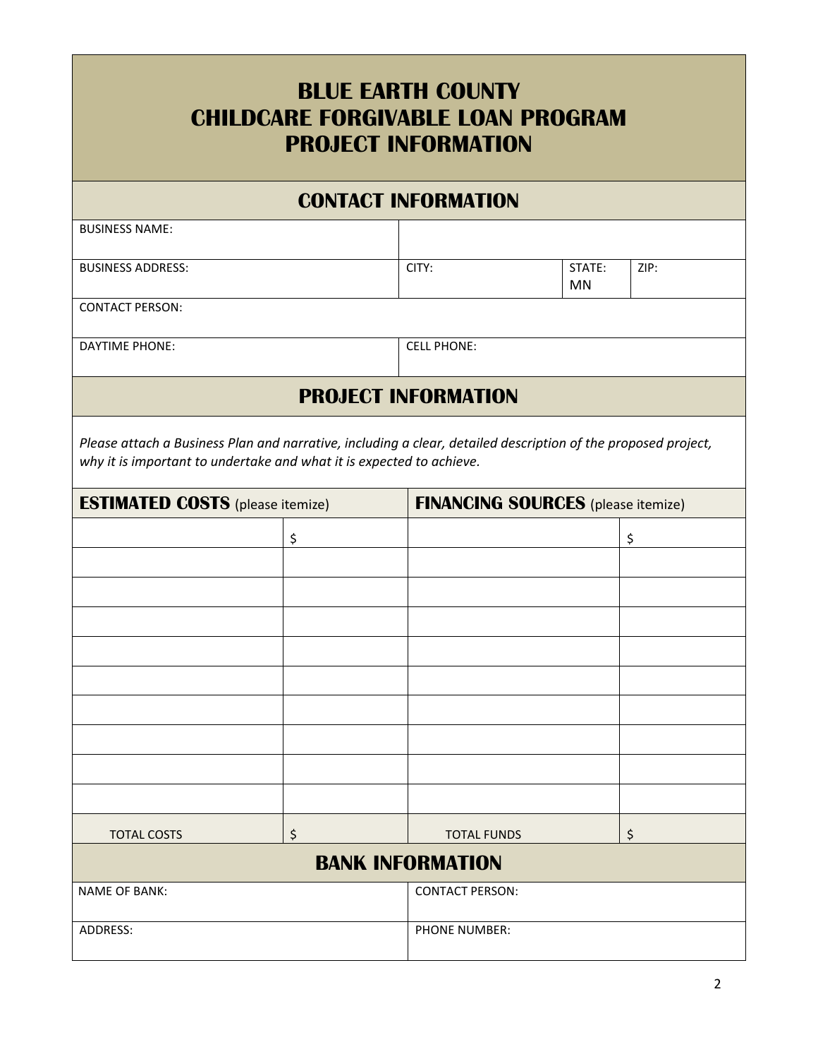# BLUE EARTH COUNTY
# CHILDCARE FORGIVABLE LOAN PROGRAM
# PROJECT INFORMATION

## CONTACT INFORMATION

| | | | |
|---|---|---|---|
| BUSINESS NAME: | | | |
| BUSINESS ADDRESS: | CITY: | STATE: MN | ZIP: |
| CONTACT PERSON: | | | |
| DAYTIME PHONE: | CELL PHONE: | | |

## PROJECT INFORMATION

*Please attach a Business Plan and narrative, including a clear, detailed description of the proposed project, why it is important to undertake and what it is expected to achieve.*

| **ESTIMATED COSTS** (please itemize) | | **FINANCING SOURCES** (please itemize) | |
|---|---|---|---|
| | $ | | $ |
| | | | |
| | | | |
| | | | |
| | | | |
| | | | |
| | | | |
| | | | |
| | | | |
| | | | |
| TOTAL COSTS | $ | TOTAL FUNDS | $ |

## BANK INFORMATION

| | |
|---|---|
| NAME OF BANK: | CONTACT PERSON: |
| ADDRESS: | PHONE NUMBER: |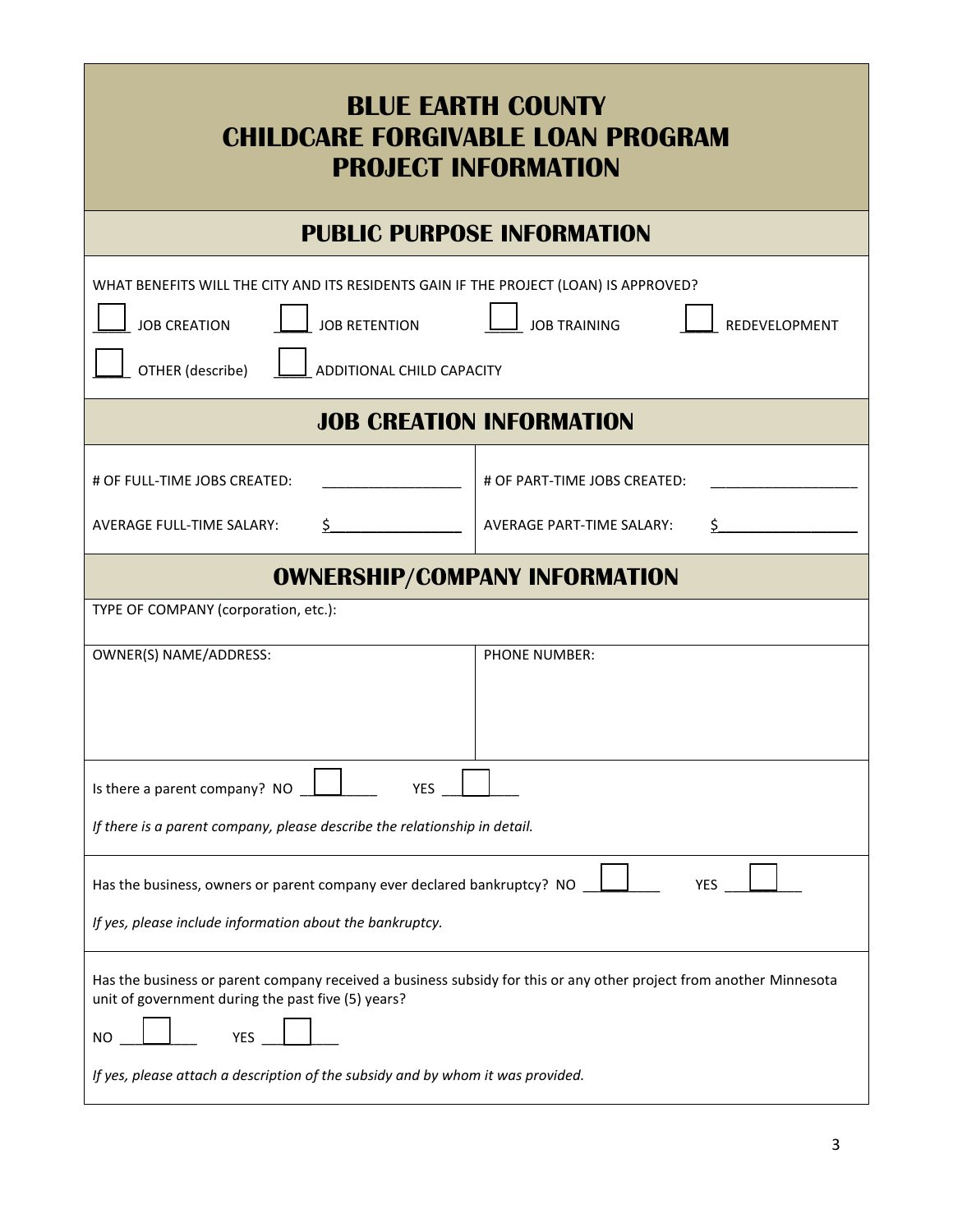# BLUE EARTH COUNTY
# CHILDCARE FORGIVABLE LOAN PROGRAM
# PROJECT INFORMATION

## PUBLIC PURPOSE INFORMATION

WHAT BENEFITS WILL THE CITY AND ITS RESIDENTS GAIN IF THE PROJECT (LOAN) IS APPROVED?

☐ JOB CREATION ☐ JOB RETENTION ☐ JOB TRAINING ☐ REDEVELOPMENT

☐ OTHER (describe) ☐ ADDITIONAL CHILD CAPACITY

## JOB CREATION INFORMATION

| | |
|---|---|
| # OF FULL-TIME JOBS CREATED: ____________ | # OF PART-TIME JOBS CREATED: ____________ |
| AVERAGE FULL-TIME SALARY: $____________ | AVERAGE PART-TIME SALARY: $____________ |

## OWNERSHIP/COMPANY INFORMATION

TYPE OF COMPANY (corporation, etc.):

| OWNER(S) NAME/ADDRESS: | PHONE NUMBER: |
|---|---|
| | |

Is there a parent company? NO ☐ YES ☐

*If there is a parent company, please describe the relationship in detail.*

Has the business, owners or parent company ever declared bankruptcy? NO ☐ YES ☐

*If yes, please include information about the bankruptcy.*

Has the business or parent company received a business subsidy for this or any other project from another Minnesota unit of government during the past five (5) years?

NO ☐ YES ☐

*If yes, please attach a description of the subsidy and by whom it was provided.*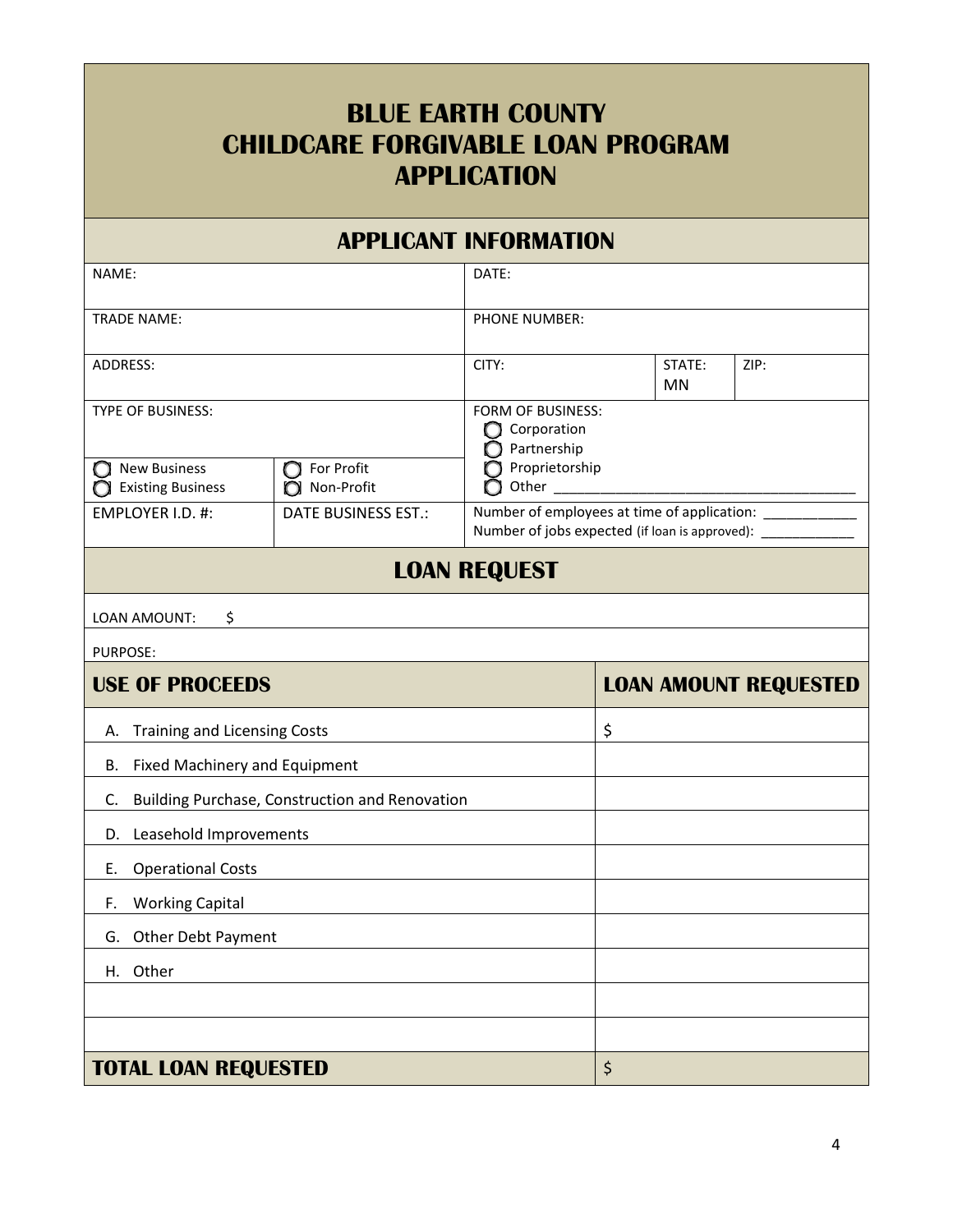# BLUE EARTH COUNTY
# CHILDCARE FORGIVABLE LOAN PROGRAM
# APPLICATION

## APPLICANT INFORMATION

| | | | | |
|---|---|---|---|---|
| NAME: | | DATE: | | |
| TRADE NAME: | | PHONE NUMBER: | | |
| ADDRESS: | | CITY: | STATE: MN | ZIP: |
| TYPE OF BUSINESS: <br> ○ New Business <br> ○ Existing Business | ○ For Profit <br> ○ Non-Profit | FORM OF BUSINESS: <br> ○ Corporation <br> ○ Partnership <br> ○ Proprietorship <br> ○ Other ______________________________________ | | |
| EMPLOYER I.D. #: | DATE BUSINESS EST.: | Number of employees at time of application: ____________ <br> Number of jobs expected (if loan is approved): ____________ | | |

## LOAN REQUEST

LOAN AMOUNT: $

PURPOSE:

| USE OF PROCEEDS | LOAN AMOUNT REQUESTED |
|---|---|
| A. Training and Licensing Costs | $ |
| B. Fixed Machinery and Equipment | |
| C. Building Purchase, Construction and Renovation | |
| D. Leasehold Improvements | |
| E. Operational Costs | |
| F. Working Capital | |
| G. Other Debt Payment | |
| H. Other | |
| | |
| | |
| **TOTAL LOAN REQUESTED** | $ |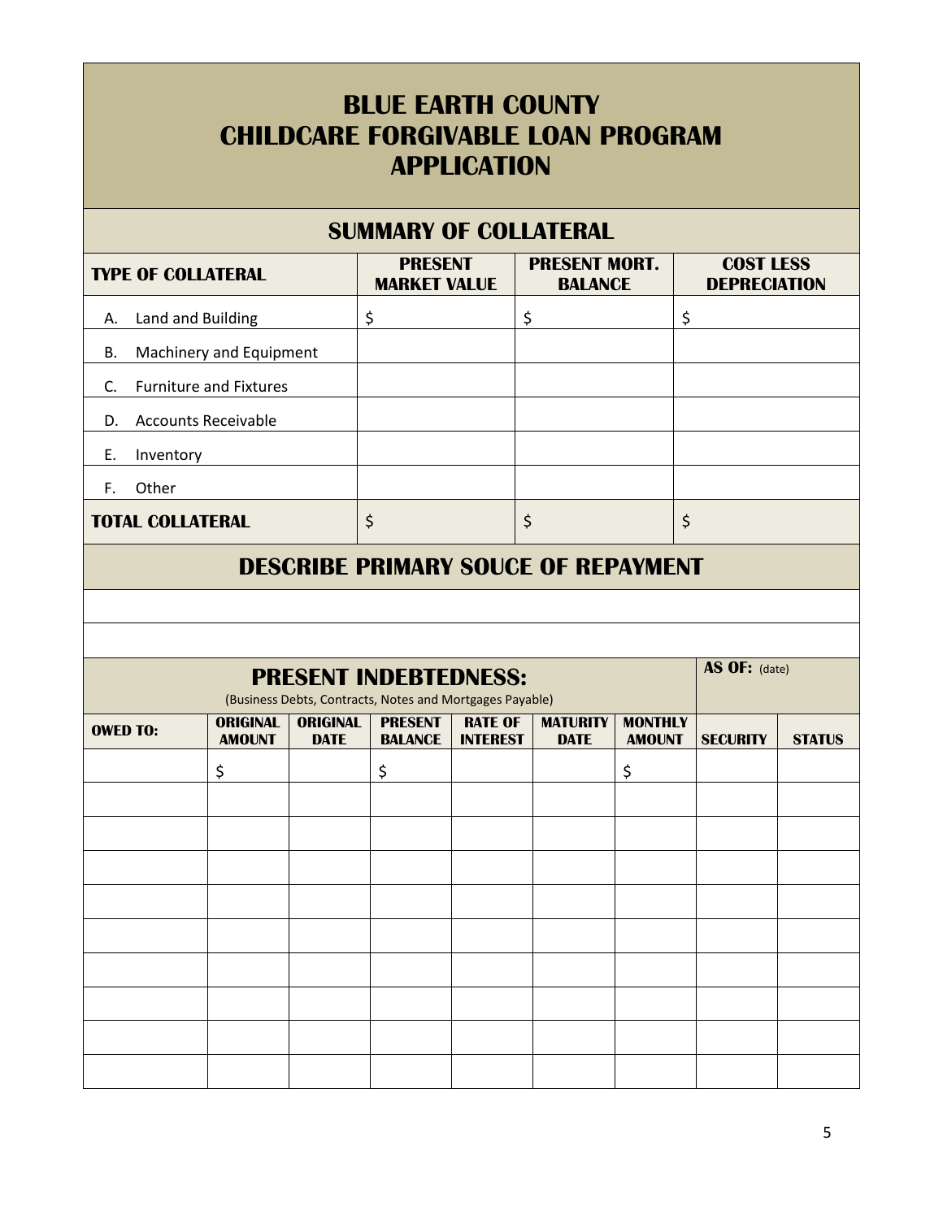# BLUE EARTH COUNTY CHILDCARE FORGIVABLE LOAN PROGRAM APPLICATION

## SUMMARY OF COLLATERAL

| TYPE OF COLLATERAL | PRESENT MARKET VALUE | PRESENT MORT. BALANCE | COST LESS DEPRECIATION |
|---|---|---|---|
| A. Land and Building | $ | $ | $ |
| B. Machinery and Equipment | | | |
| C. Furniture and Fixtures | | | |
| D. Accounts Receivable | | | |
| E. Inventory | | | |
| F. Other | | | |
| **TOTAL COLLATERAL** | $ | $ | $ |

## DESCRIBE PRIMARY SOUCE OF REPAYMENT

| |
|---|
| |
| |

## PRESENT INDEBTEDNESS:

(Business Debts, Contracts, Notes and Mortgages Payable)

**AS OF:** (date)

| OWED TO: | ORIGINAL AMOUNT | ORIGINAL DATE | PRESENT BALANCE | RATE OF INTEREST | MATURITY DATE | MONTHLY AMOUNT | SECURITY | STATUS |
|---|---|---|---|---|---|---|---|---|
| | $ | | $ | | | $ | | |
| | | | | | | | | |
| | | | | | | | | |
| | | | | | | | | |
| | | | | | | | | |
| | | | | | | | | |
| | | | | | | | | |
| | | | | | | | | |
| | | | | | | | | |
| | | | | | | | | |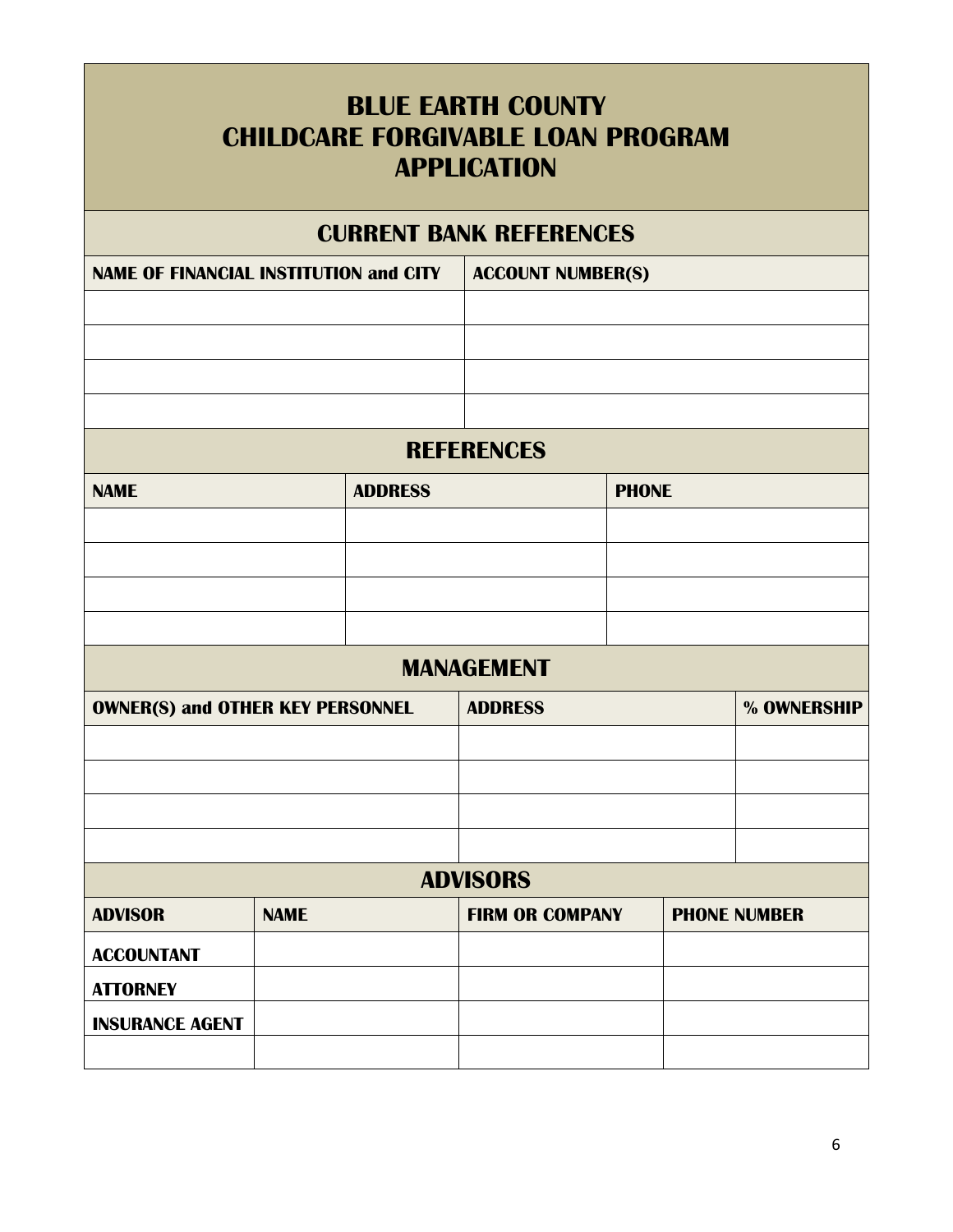# BLUE EARTH COUNTY
# CHILDCARE FORGIVABLE LOAN PROGRAM
# APPLICATION

## CURRENT BANK REFERENCES

| NAME OF FINANCIAL INSTITUTION and CITY | ACCOUNT NUMBER(S) |
|---|---|
| | |
| | |
| | |
| | |

## REFERENCES

| NAME | ADDRESS | PHONE |
|---|---|---|
| | | |
| | | |
| | | |
| | | |

## MANAGEMENT

| OWNER(S) and OTHER KEY PERSONNEL | ADDRESS | % OWNERSHIP |
|---|---|---|
| | | |
| | | |
| | | |
| | | |

## ADVISORS

| ADVISOR | NAME | FIRM OR COMPANY | PHONE NUMBER |
|---|---|---|---|
| ACCOUNTANT | | | |
| ATTORNEY | | | |
| INSURANCE AGENT | | | |
| | | | |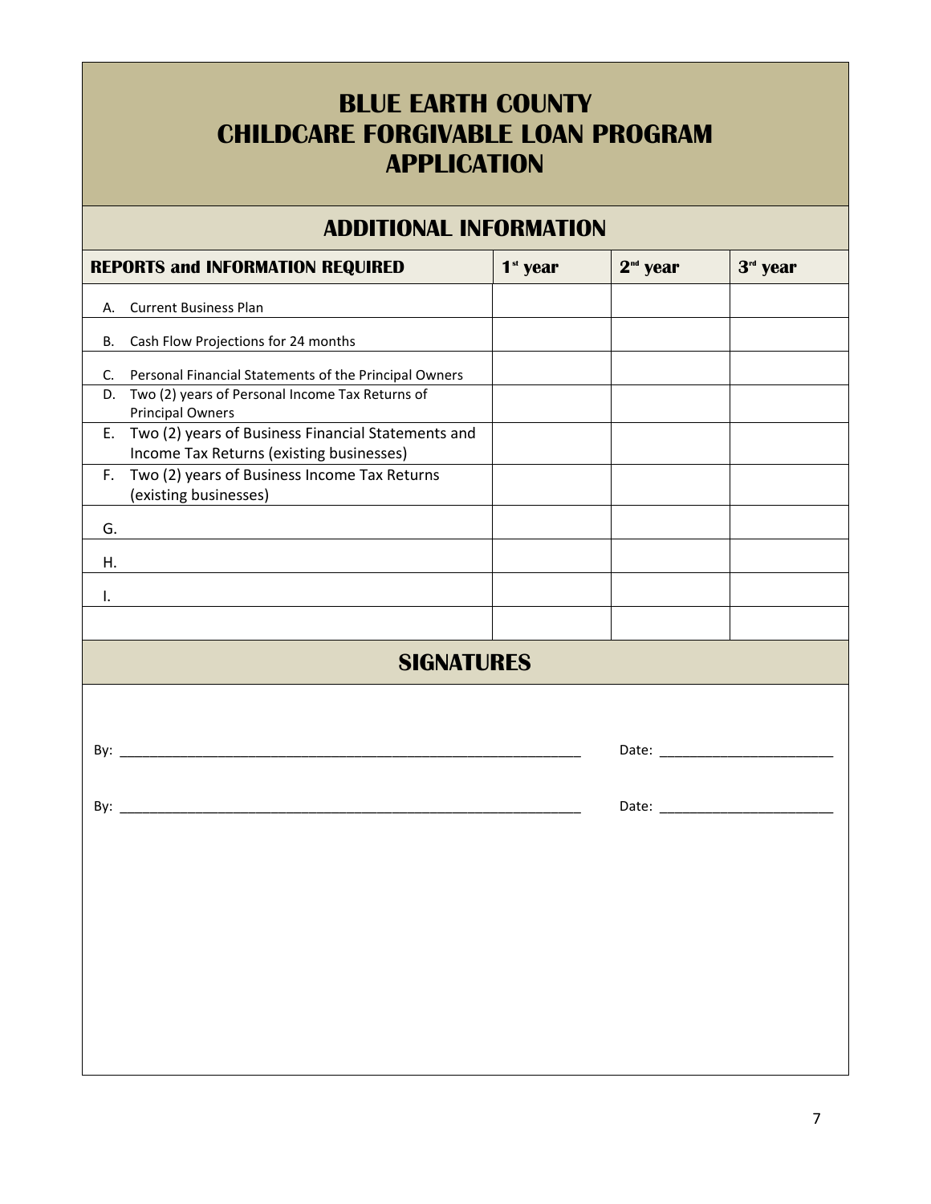# BLUE EARTH COUNTY
# CHILDCARE FORGIVABLE LOAN PROGRAM
# APPLICATION

## ADDITIONAL INFORMATION

| REPORTS and INFORMATION REQUIRED | 1st year | 2nd year | 3rd year |
|---|---|---|---|
| A. Current Business Plan | | | |
| B. Cash Flow Projections for 24 months | | | |
| C. Personal Financial Statements of the Principal Owners | | | |
| D. Two (2) years of Personal Income Tax Returns of Principal Owners | | | |
| E. Two (2) years of Business Financial Statements and Income Tax Returns (existing businesses) | | | |
| F. Two (2) years of Business Income Tax Returns (existing businesses) | | | |
| G. | | | |
| H. | | | |
| I. | | | |
| | | | |

## SIGNATURES

By: ____________________________________________ Date: ______________________

By: ____________________________________________ Date: ______________________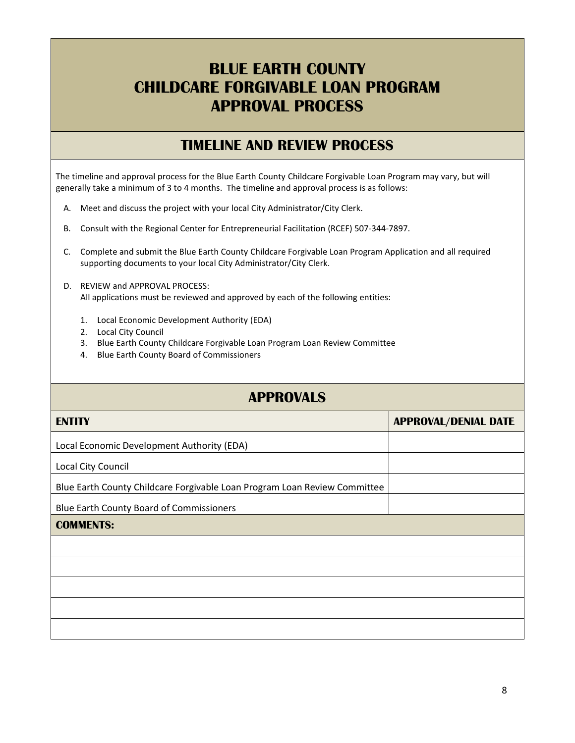# BLUE EARTH COUNTY CHILDCARE FORGIVABLE LOAN PROGRAM APPROVAL PROCESS

## TIMELINE AND REVIEW PROCESS

The timeline and approval process for the Blue Earth County Childcare Forgivable Loan Program may vary, but will generally take a minimum of 3 to 4 months. The timeline and approval process is as follows:

A. Meet and discuss the project with your local City Administrator/City Clerk.

B. Consult with the Regional Center for Entrepreneurial Facilitation (RCEF) 507-344-7897.

C. Complete and submit the Blue Earth County Childcare Forgivable Loan Program Application and all required supporting documents to your local City Administrator/City Clerk.

D. REVIEW and APPROVAL PROCESS:
All applications must be reviewed and approved by each of the following entities:

1. Local Economic Development Authority (EDA)
2. Local City Council
3. Blue Earth County Childcare Forgivable Loan Program Loan Review Committee
4. Blue Earth County Board of Commissioners

## APPROVALS

| ENTITY | APPROVAL/DENIAL DATE |
|---|---|
| Local Economic Development Authority (EDA) | |
| Local City Council | |
| Blue Earth County Childcare Forgivable Loan Program Loan Review Committee | |
| Blue Earth County Board of Commissioners | |

**COMMENTS:**